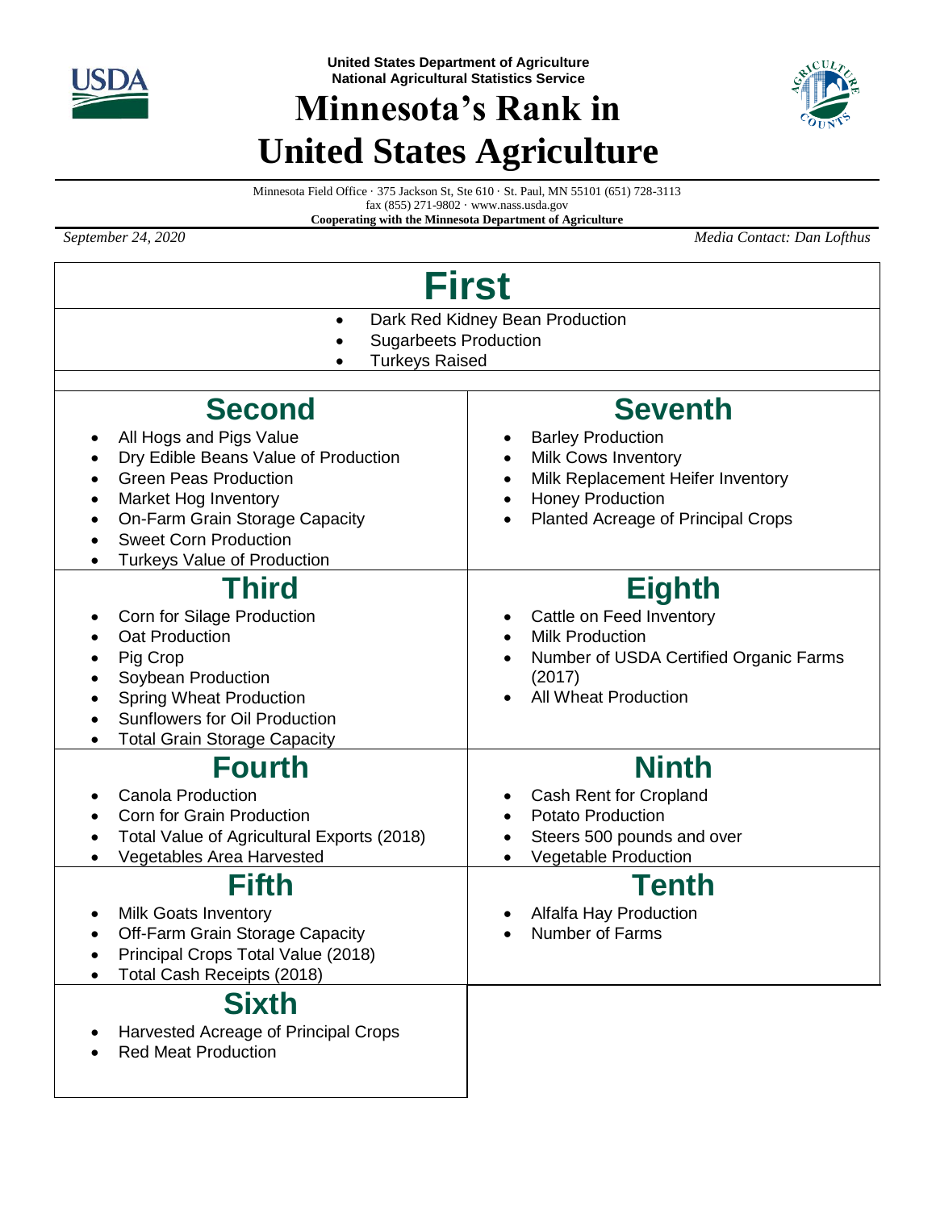**United States Department of Agriculture**
**National Agricultural Statistics Service**

# Minnesota's Rank in United States Agriculture

Minnesota Field Office · 375 Jackson St, Ste 610 · St. Paul, MN 55101 (651) 728-3113
fax (855) 271-9802 · www.nass.usda.gov
**Cooperating with the Minnesota Department of Agriculture**

*September 24, 2020* *Media Contact: Dan Lofthus*

## First

- Dark Red Kidney Bean Production
- Sugarbeets Production
- Turkeys Raised

## Second

- All Hogs and Pigs Value
- Dry Edible Beans Value of Production
- Green Peas Production
- Market Hog Inventory
- On-Farm Grain Storage Capacity
- Sweet Corn Production
- Turkeys Value of Production

## Third

- Corn for Silage Production
- Oat Production
- Pig Crop
- Soybean Production
- Spring Wheat Production
- Sunflowers for Oil Production
- Total Grain Storage Capacity

## Fourth

- Canola Production
- Corn for Grain Production
- Total Value of Agricultural Exports (2018)
- Vegetables Area Harvested

## Fifth

- Milk Goats Inventory
- Off-Farm Grain Storage Capacity
- Principal Crops Total Value (2018)
- Total Cash Receipts (2018)

## Sixth

- Harvested Acreage of Principal Crops
- Red Meat Production

## Seventh

- Barley Production
- Milk Cows Inventory
- Milk Replacement Heifer Inventory
- Honey Production
- Planted Acreage of Principal Crops

## Eighth

- Cattle on Feed Inventory
- Milk Production
- Number of USDA Certified Organic Farms (2017)
- All Wheat Production

## Ninth

- Cash Rent for Cropland
- Potato Production
- Steers 500 pounds and over
- Vegetable Production

## Tenth

- Alfalfa Hay Production
- Number of Farms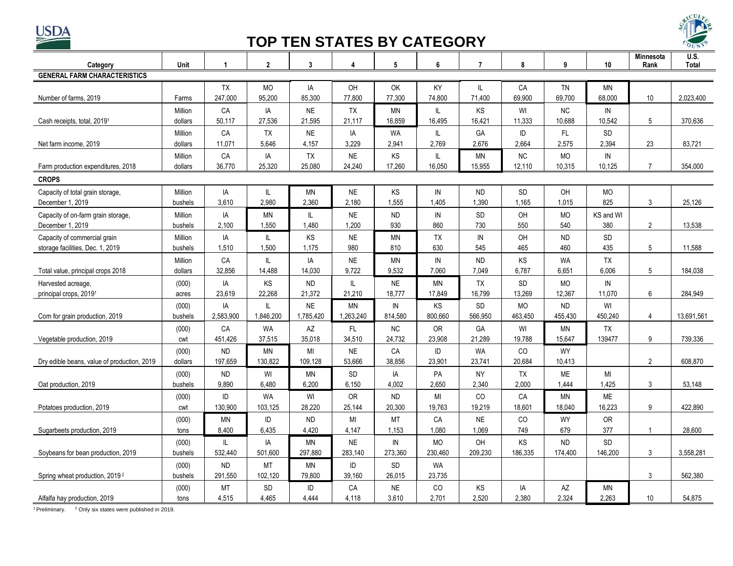# TOP TEN STATES BY CATEGORY

| Category | Unit | 1 | 2 | 3 | 4 | 5 | 6 | 7 | 8 | 9 | 10 | Minnesota Rank | U.S. Total |
|---|---|---|---|---|---|---|---|---|---|---|---|---|---|
| **GENERAL FARM CHARACTERISTICS** | | | | | | | | | | | | | |
| Number of farms, 2019 | Farms | TX 247,000 | MO 95,200 | IA 85,300 | OH 77,800 | OK 77,300 | KY 74,800 | IL 71,400 | CA 69,900 | TN 69,700 | MN 68,000 | 10 | 2,023,400 |
| Cash receipts, total, 2019[1] | Million dollars | CA 50,117 | IA 27,536 | NE 21,595 | TX 21,117 | MN 16,859 | IL 16,495 | KS 16,421 | WI 11,333 | NC 10,688 | IN 10,542 | 5 | 370,636 |
| Net farm income, 2019 | Million dollars | CA 11,071 | TX 5,646 | NE 4,157 | IA 3,229 | WA 2,941 | IL 2,769 | GA 2,676 | ID 2,664 | FL 2,575 | SD 2,394 | 23 | 83,721 |
| Farm production expenditures, 2018 | Million dollars | CA 36,770 | IA 25,320 | TX 25,080 | NE 24,240 | KS 17,260 | IL 16,050 | MN 15,955 | NC 12,110 | MO 10,315 | IN 10,125 | 7 | 354,000 |
| **CROPS** | | | | | | | | | | | | | |
| Capacity of total grain storage, December 1, 2019 | Million bushels | IA 3,610 | IL 2,980 | MN 2,360 | NE 2,180 | KS 1,555 | IN 1,405 | ND 1,390 | SD 1,165 | OH 1,015 | MO 825 | 3 | 25,126 |
| Capacity of on-farm grain storage, December 1, 2019 | Million bushels | IA 2,100 | MN 1,550 | IL 1,480 | NE 1,200 | ND 930 | IN 860 | SD 730 | OH 550 | MO 540 | KS and WI 380 | 2 | 13,538 |
| Capacity of commercial grain storage facilities, Dec. 1, 2019 | Million bushels | IA 1,510 | IL 1,500 | KS 1,175 | NE 980 | MN 810 | TX 630 | IN 545 | OH 465 | ND 460 | SD 435 | 5 | 11,588 |
| Total value, principal crops 2018 | Million dollars | CA 32,856 | IL 14,488 | IA 14,030 | NE 9,722 | MN 9,532 | IN 7,060 | ND 7,049 | KS 6,787 | WA 6,651 | TX 6,006 | 5 | 184,038 |
| Harvested acreage, principal crops, 2019[1] | (000) acres | IA 23,619 | KS 22,268 | ND 21,372 | IL 21,210 | NE 18,777 | MN 17,849 | TX 16,799 | SD 13,269 | MO 12,367 | IN 11,070 | 6 | 284,949 |
| Corn for grain production, 2019 | (000) bushels | IA 2,583,900 | IL 1,846,200 | NE 1,785,420 | MN 1,263,240 | IN 814,580 | KS 800,660 | SD 566,950 | MO 463,450 | ND 455,430 | WI 450,240 | 4 | 13,691,561 |
| Vegetable production, 2019 | (000) cwt | CA 451,426 | WA 37,515 | AZ 35,018 | FL 34,510 | NC 24,732 | OR 23,908 | GA 21,289 | WI 19,788 | MN 15,647 | TX 139477 | 9 | 739,336 |
| Dry edible beans, value of production, 2019 | (000) dollars | ND 197,659 | MN 130,822 | MI 109,128 | NE 53,666 | CA 38,856 | ID 23,901 | WA 23,741 | CO 20,684 | WY 10,413 | | 2 | 608,870 |
| Oat production, 2019 | (000) bushels | ND 9,890 | WI 6,480 | MN 6,200 | SD 6,150 | IA 4,002 | PA 2,650 | NY 2,340 | TX 2,000 | ME 1,444 | MI 1,425 | 3 | 53,148 |
| Potatoes production, 2019 | (000) cwt | ID 130,900 | WA 103,125 | WI 28,220 | OR 25,144 | ND 20,300 | MI 19,763 | CO 19,219 | CA 18,601 | MN 18,040 | ME 16,223 | 9 | 422,890 |
| Sugarbeets production, 2019 | (000) tons | MN 8,400 | ID 6,435 | ND 4,420 | MI 4,147 | MT 1,153 | CA 1,080 | NE 1,069 | CO 749 | WY 679 | OR 377 | 1 | 28,600 |
| Soybeans for bean production, 2019 | (000) bushels | IL 532,440 | IA 501,600 | MN 297,880 | NE 283,140 | IN 273,360 | MO 230,460 | OH 209,230 | KS 186,335 | ND 174,400 | SD 146,200 | 3 | 3,558,281 |
| Spring wheat production, 2019[2] | (000) bushels | ND 291,550 | MT 102,120 | MN 79,800 | ID 39,160 | SD 26,015 | WA 23,735 | | | | | 3 | 562,380 |
| Alfalfa hay production, 2019 | (000) tons | MT 4,515 | SD 4,465 | ID 4,444 | CA 4,118 | NE 3,610 | CO 2,701 | KS 2,520 | IA 2,380 | AZ 2,324 | MN 2,263 | 10 | 54,875 |

[1] Preliminary. [2] Only six states were published in 2019.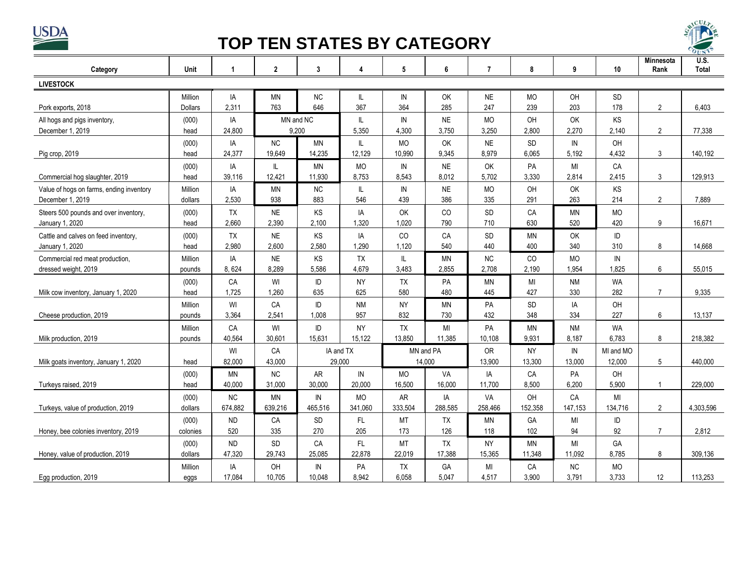# TOP TEN STATES BY CATEGORY

| Category | Unit | 1 | 2 | 3 | 4 | 5 | 6 | 7 | 8 | 9 | 10 | Minnesota Rank | U.S. Total |
|---|---|---|---|---|---|---|---|---|---|---|---|---|---|
| **LIVESTOCK** | | | | | | | | | | | | | |
| Pork exports, 2018 | Million Dollars | IA 2,311 | MN 763 | NC 646 | IL 367 | IN 364 | OK 285 | NE 247 | MO 239 | OH 203 | SD 178 | 2 | 6,403 |
| All hogs and pigs inventory, December 1, 2019 | (000) head | IA 24,800 | MN and NC 9,200 | | IL 5,350 | IN 4,300 | NE 3,750 | MO 3,250 | OH 2,800 | OK 2,270 | KS 2,140 | 2 | 77,338 |
| Pig crop, 2019 | (000) head | IA 24,377 | NC 19,649 | MN 14,235 | IL 12,129 | MO 10,990 | OK 9,345 | NE 8,979 | SD 6,065 | IN 5,192 | OH 4,432 | 3 | 140,192 |
| Commercial hog slaughter, 2019 | (000) head | IA 39,116 | IL 12,421 | MN 11,930 | MO 8,753 | IN 8,543 | NE 8,012 | OK 5,702 | PA 3,330 | MI 2,814 | CA 2,415 | 3 | 129,913 |
| Value of hogs on farms, ending inventory December 1, 2019 | Million dollars | IA 2,530 | MN 938 | NC 883 | IL 546 | IN 439 | NE 386 | MO 335 | OH 291 | OK 263 | KS 214 | 2 | 7,889 |
| Steers 500 pounds and over inventory, January 1, 2020 | (000) head | TX 2,660 | NE 2,390 | KS 2,100 | IA 1,320 | OK 1,020 | CO 790 | SD 710 | CA 630 | MN 520 | MO 420 | 9 | 16,671 |
| Cattle and calves on feed inventory, January 1, 2020 | (000) head | TX 2,980 | NE 2,600 | KS 2,580 | IA 1,290 | CO 1,120 | CA 540 | SD 440 | MN 400 | OK 340 | ID 310 | 8 | 14,668 |
| Commercial red meat production, dressed weight, 2019 | Million pounds | IA 8, 624 | NE 8,289 | KS 5,586 | TX 4,679 | IL 3,483 | MN 2,855 | NC 2,708 | CO 2,190 | MO 1,954 | IN 1,825 | 6 | 55,015 |
| Milk cow inventory, January 1, 2020 | (000) head | CA 1,725 | WI 1,260 | ID 635 | NY 625 | TX 580 | PA 480 | MN 445 | MI 427 | NM 330 | WA 282 | 7 | 9,335 |
| Cheese production, 2019 | Million pounds | WI 3,364 | CA 2,541 | ID 1,008 | NM 957 | NY 832 | MN 730 | PA 432 | SD 348 | IA 334 | OH 227 | 6 | 13,137 |
| Milk production, 2019 | Million pounds | CA 40,564 | WI 30,601 | ID 15,631 | NY 15,122 | TX 13,850 | MI 11,385 | PA 10,108 | MN 9,931 | NM 8,187 | WA 6,783 | 8 | 218,382 |
| Milk goats inventory, January 1, 2020 | head | WI 82,000 | CA 43,000 | IA and TX 29,000 | | MN and PA 14,000 | | OR 13,900 | NY 13,300 | IN 13,000 | MI and MO 12,000 | 5 | 440,000 |
| Turkeys raised, 2019 | (000) head | MN 40,000 | NC 31,000 | AR 30,000 | IN 20,000 | MO 16,500 | VA 16,000 | IA 11,700 | CA 8,500 | PA 6,200 | OH 5,900 | 1 | 229,000 |
| Turkeys, value of production, 2019 | (000) dollars | NC 674,882 | MN 639,216 | IN 465,516 | MO 341,060 | AR 333,504 | IA 288,585 | VA 258,466 | OH 152,358 | CA 147,153 | MI 134,716 | 2 | 4,303,596 |
| Honey, bee colonies inventory, 2019 | (000) colonies | ND 520 | CA 335 | SD 270 | FL 205 | MT 173 | TX 126 | MN 118 | GA 102 | MI 94 | ID 92 | 7 | 2,812 |
| Honey, value of production, 2019 | (000) dollars | ND 47,320 | SD 29,743 | CA 25,085 | FL 22,878 | MT 22,019 | TX 17,388 | NY 15,365 | MN 11,348 | MI 11,092 | GA 8,785 | 8 | 309,136 |
| Egg production, 2019 | Million eggs | IA 17,084 | OH 10,705 | IN 10,048 | PA 8,942 | TX 6,058 | GA 5,047 | MI 4,517 | CA 3,900 | NC 3,791 | MO 3,733 | 12 | 113,253 |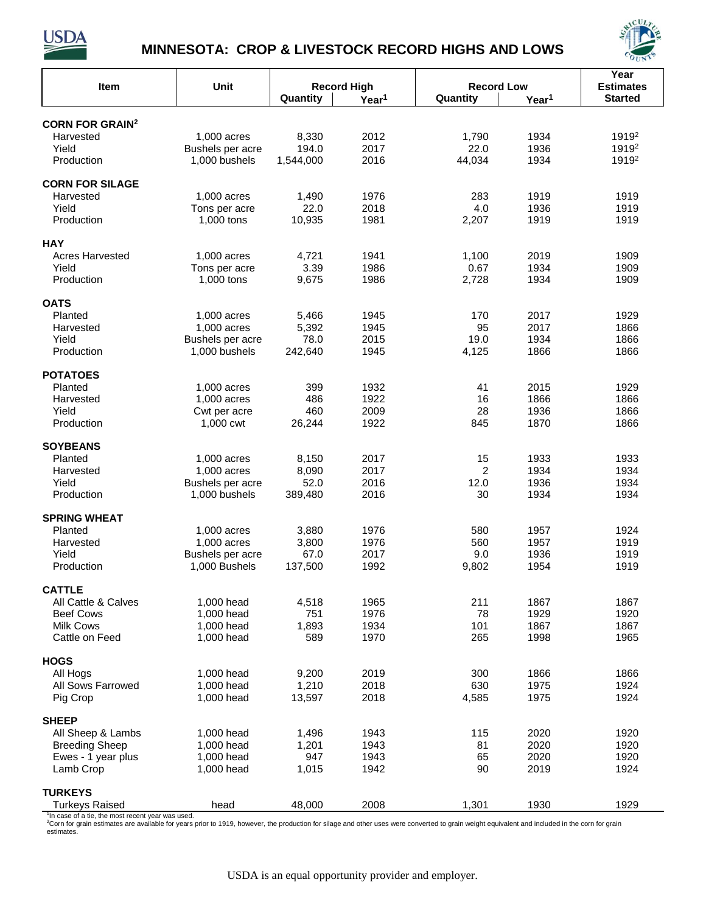# MINNESOTA: CROP & LIVESTOCK RECORD HIGHS AND LOWS

| Item | Unit | Record High | | Record Low | | Year Estimates Started |
|---|---|---|---|---|---|---|
| | | Quantity | Year[1] | Quantity | Year[1] | |
| **CORN FOR GRAIN[2]** | | | | | | |
| Harvested | 1,000 acres | 8,330 | 2012 | 1,790 | 1934 | 1919[2] |
| Yield | Bushels per acre | 194.0 | 2017 | 22.0 | 1936 | 1919[2] |
| Production | 1,000 bushels | 1,544,000 | 2016 | 44,034 | 1934 | 1919[2] |
| **CORN FOR SILAGE** | | | | | | |
| Harvested | 1,000 acres | 1,490 | 1976 | 283 | 1919 | 1919 |
| Yield | Tons per acre | 22.0 | 2018 | 4.0 | 1936 | 1919 |
| Production | 1,000 tons | 10,935 | 1981 | 2,207 | 1919 | 1919 |
| **HAY** | | | | | | |
| Acres Harvested | 1,000 acres | 4,721 | 1941 | 1,100 | 2019 | 1909 |
| Yield | Tons per acre | 3.39 | 1986 | 0.67 | 1934 | 1909 |
| Production | 1,000 tons | 9,675 | 1986 | 2,728 | 1934 | 1909 |
| **OATS** | | | | | | |
| Planted | 1,000 acres | 5,466 | 1945 | 170 | 2017 | 1929 |
| Harvested | 1,000 acres | 5,392 | 1945 | 95 | 2017 | 1866 |
| Yield | Bushels per acre | 78.0 | 2015 | 19.0 | 1934 | 1866 |
| Production | 1,000 bushels | 242,640 | 1945 | 4,125 | 1866 | 1866 |
| **POTATOES** | | | | | | |
| Planted | 1,000 acres | 399 | 1932 | 41 | 2015 | 1929 |
| Harvested | 1,000 acres | 486 | 1922 | 16 | 1866 | 1866 |
| Yield | Cwt per acre | 460 | 2009 | 28 | 1936 | 1866 |
| Production | 1,000 cwt | 26,244 | 1922 | 845 | 1870 | 1866 |
| **SOYBEANS** | | | | | | |
| Planted | 1,000 acres | 8,150 | 2017 | 15 | 1933 | 1933 |
| Harvested | 1,000 acres | 8,090 | 2017 | 2 | 1934 | 1934 |
| Yield | Bushels per acre | 52.0 | 2016 | 12.0 | 1936 | 1934 |
| Production | 1,000 bushels | 389,480 | 2016 | 30 | 1934 | 1934 |
| **SPRING WHEAT** | | | | | | |
| Planted | 1,000 acres | 3,880 | 1976 | 580 | 1957 | 1924 |
| Harvested | 1,000 acres | 3,800 | 1976 | 560 | 1957 | 1919 |
| Yield | Bushels per acre | 67.0 | 2017 | 9.0 | 1936 | 1919 |
| Production | 1,000 Bushels | 137,500 | 1992 | 9,802 | 1954 | 1919 |
| **CATTLE** | | | | | | |
| All Cattle & Calves | 1,000 head | 4,518 | 1965 | 211 | 1867 | 1867 |
| Beef Cows | 1,000 head | 751 | 1976 | 78 | 1929 | 1920 |
| Milk Cows | 1,000 head | 1,893 | 1934 | 101 | 1867 | 1867 |
| Cattle on Feed | 1,000 head | 589 | 1970 | 265 | 1998 | 1965 |
| **HOGS** | | | | | | |
| All Hogs | 1,000 head | 9,200 | 2019 | 300 | 1866 | 1866 |
| All Sows Farrowed | 1,000 head | 1,210 | 2018 | 630 | 1975 | 1924 |
| Pig Crop | 1,000 head | 13,597 | 2018 | 4,585 | 1975 | 1924 |
| **SHEEP** | | | | | | |
| All Sheep & Lambs | 1,000 head | 1,496 | 1943 | 115 | 2020 | 1920 |
| Breeding Sheep | 1,000 head | 1,201 | 1943 | 81 | 2020 | 1920 |
| Ewes - 1 year plus | 1,000 head | 947 | 1943 | 65 | 2020 | 1920 |
| Lamb Crop | 1,000 head | 1,015 | 1942 | 90 | 2019 | 1924 |
| **TURKEYS** | | | | | | |
| Turkeys Raised | head | 48,000 | 2008 | 1,301 | 1930 | 1929 |

[1] In case of a tie, the most recent year was used.
[2] Corn for grain estimates are available for years prior to 1919, however, the production for silage and other uses were converted to grain weight equivalent and included in the corn for grain estimates.

USDA is an equal opportunity provider and employer.